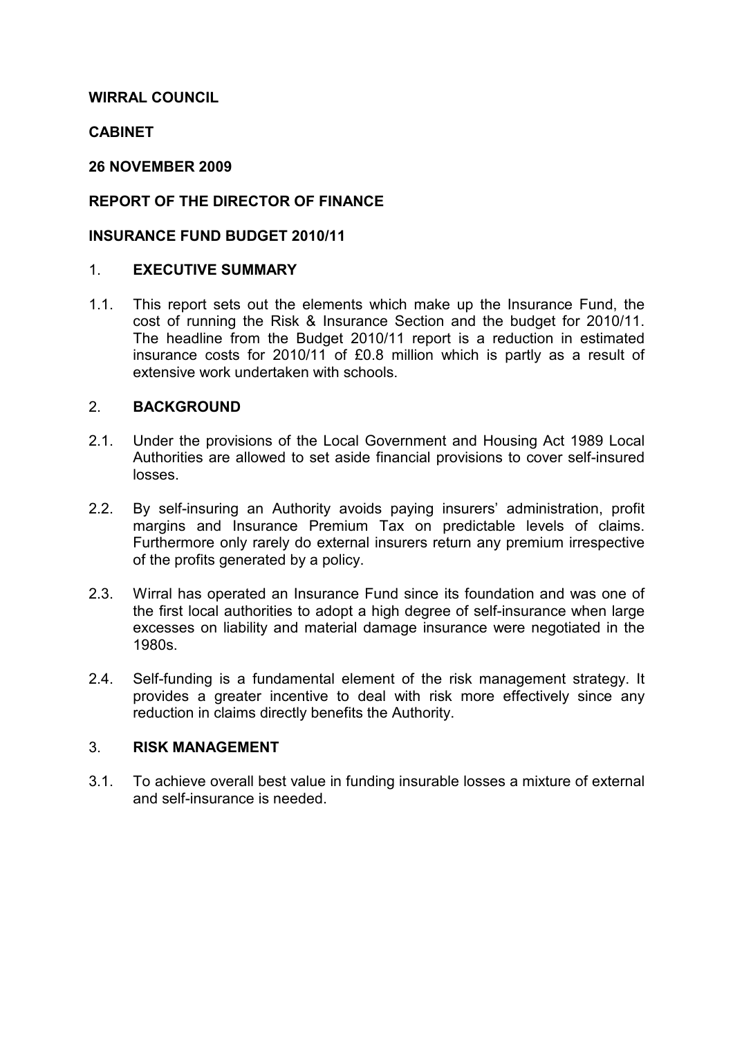**WIRRAL COUNCIL**

**CABINET**

**26 NOVEMBER 2009**

**REPORT OF THE DIRECTOR OF FINANCE**

**INSURANCE FUND BUDGET 2010/11**

## 1. EXECUTIVE SUMMARY

1.1. This report sets out the elements which make up the Insurance Fund, the cost of running the Risk & Insurance Section and the budget for 2010/11. The headline from the Budget 2010/11 report is a reduction in estimated insurance costs for 2010/11 of £0.8 million which is partly as a result of extensive work undertaken with schools.

## 2. BACKGROUND

2.1. Under the provisions of the Local Government and Housing Act 1989 Local Authorities are allowed to set aside financial provisions to cover self-insured losses.

2.2. By self-insuring an Authority avoids paying insurers' administration, profit margins and Insurance Premium Tax on predictable levels of claims. Furthermore only rarely do external insurers return any premium irrespective of the profits generated by a policy.

2.3. Wirral has operated an Insurance Fund since its foundation and was one of the first local authorities to adopt a high degree of self-insurance when large excesses on liability and material damage insurance were negotiated in the 1980s.

2.4. Self-funding is a fundamental element of the risk management strategy. It provides a greater incentive to deal with risk more effectively since any reduction in claims directly benefits the Authority.

## 3. RISK MANAGEMENT

3.1. To achieve overall best value in funding insurable losses a mixture of external and self-insurance is needed.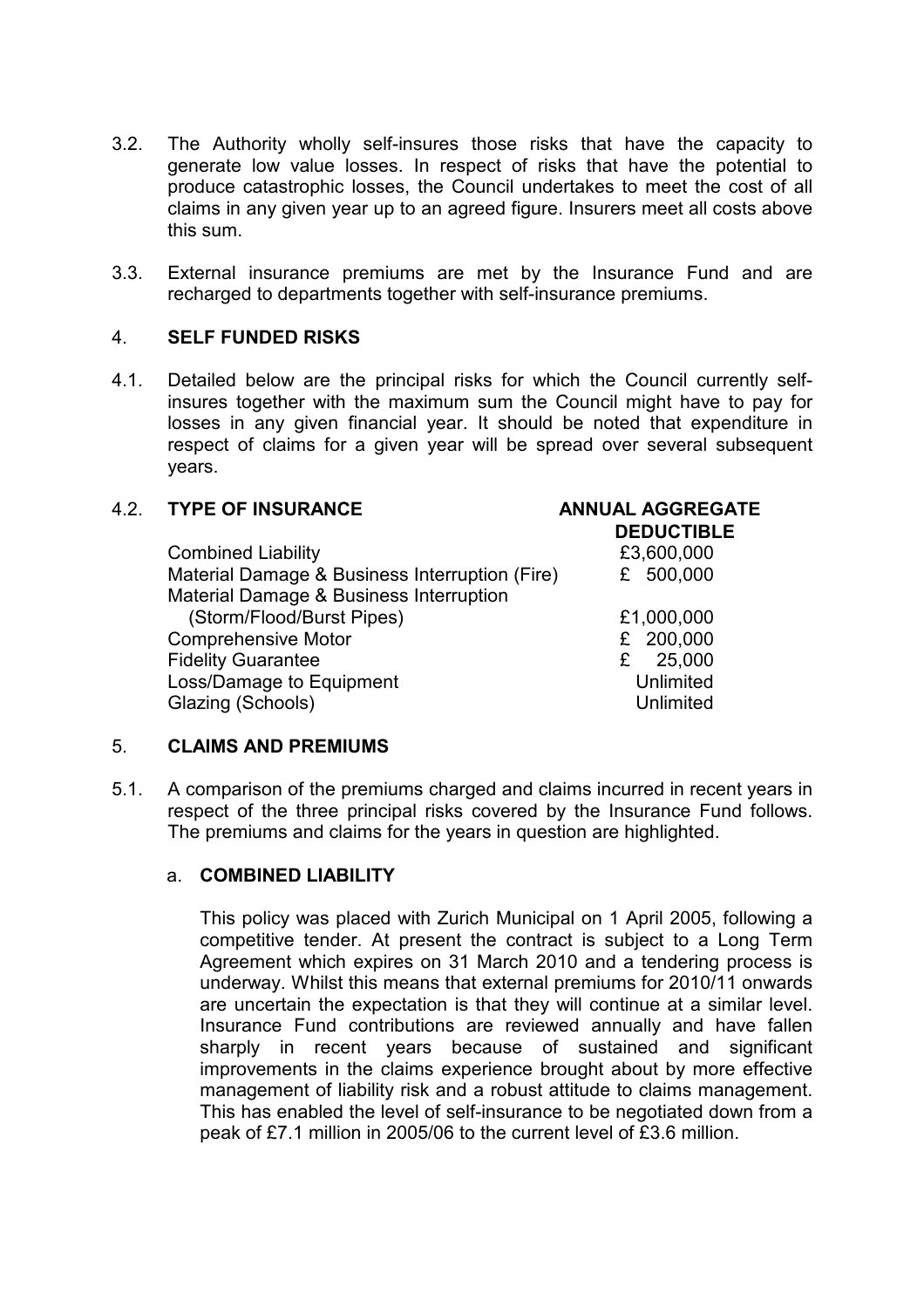3.2. The Authority wholly self-insures those risks that have the capacity to generate low value losses. In respect of risks that have the potential to produce catastrophic losses, the Council undertakes to meet the cost of all claims in any given year up to an agreed figure. Insurers meet all costs above this sum.

3.3. External insurance premiums are met by the Insurance Fund and are recharged to departments together with self-insurance premiums.

## 4. SELF FUNDED RISKS

4.1. Detailed below are the principal risks for which the Council currently self-insures together with the maximum sum the Council might have to pay for losses in any given financial year. It should be noted that expenditure in respect of claims for a given year will be spread over several subsequent years.

4.2.

| TYPE OF INSURANCE | ANNUAL AGGREGATE DEDUCTIBLE |
|---|---|
| Combined Liability | £3,600,000 |
| Material Damage & Business Interruption (Fire) | £ 500,000 |
| Material Damage & Business Interruption (Storm/Flood/Burst Pipes) | £1,000,000 |
| Comprehensive Motor | £ 200,000 |
| Fidelity Guarantee | £ 25,000 |
| Loss/Damage to Equipment | Unlimited |
| Glazing (Schools) | Unlimited |

## 5. CLAIMS AND PREMIUMS

5.1. A comparison of the premiums charged and claims incurred in recent years in respect of the three principal risks covered by the Insurance Fund follows. The premiums and claims for the years in question are highlighted.

### a. COMBINED LIABILITY

This policy was placed with Zurich Municipal on 1 April 2005, following a competitive tender. At present the contract is subject to a Long Term Agreement which expires on 31 March 2010 and a tendering process is underway. Whilst this means that external premiums for 2010/11 onwards are uncertain the expectation is that they will continue at a similar level. Insurance Fund contributions are reviewed annually and have fallen sharply in recent years because of sustained and significant improvements in the claims experience brought about by more effective management of liability risk and a robust attitude to claims management. This has enabled the level of self-insurance to be negotiated down from a peak of £7.1 million in 2005/06 to the current level of £3.6 million.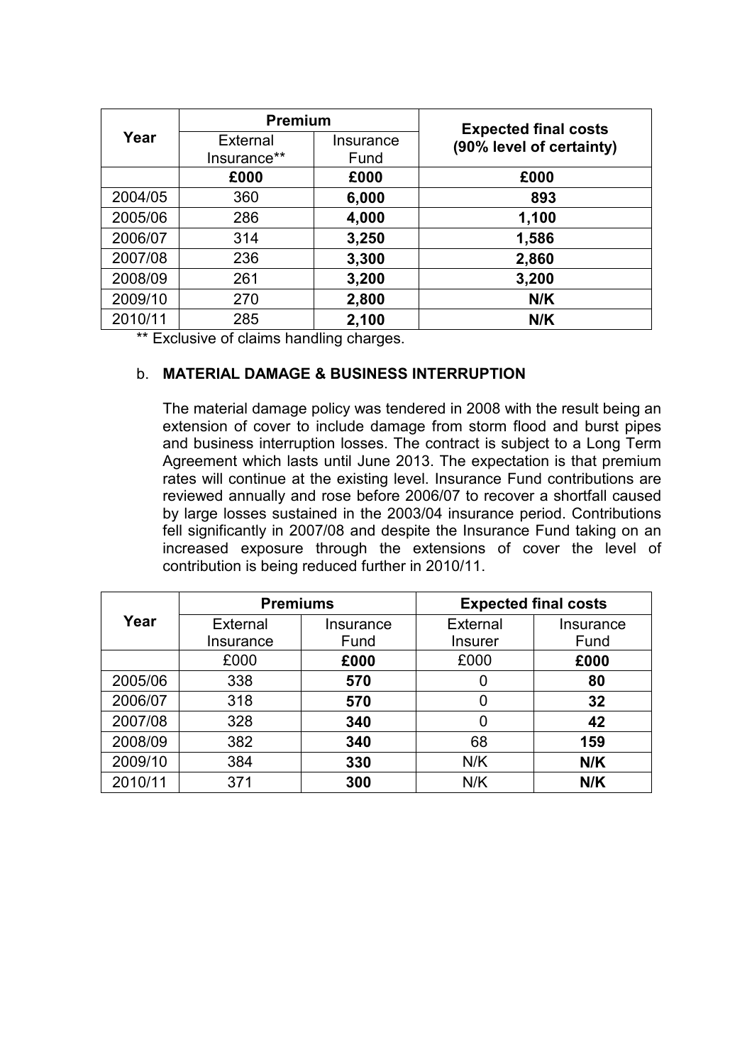| Year | Premium | | Expected final costs (90% level of certainty) |
|---|---|---|---|
| | External Insurance** | Insurance Fund | |
| | **£000** | **£000** | **£000** |
| 2004/05 | 360 | **6,000** | **893** |
| 2005/06 | 286 | **4,000** | **1,100** |
| 2006/07 | 314 | **3,250** | **1,586** |
| 2007/08 | 236 | **3,300** | **2,860** |
| 2008/09 | 261 | **3,200** | **3,200** |
| 2009/10 | 270 | **2,800** | **N/K** |
| 2010/11 | 285 | **2,100** | **N/K** |

** Exclusive of claims handling charges.

b. **MATERIAL DAMAGE & BUSINESS INTERRUPTION**

The material damage policy was tendered in 2008 with the result being an extension of cover to include damage from storm flood and burst pipes and business interruption losses. The contract is subject to a Long Term Agreement which lasts until June 2013. The expectation is that premium rates will continue at the existing level. Insurance Fund contributions are reviewed annually and rose before 2006/07 to recover a shortfall caused by large losses sustained in the 2003/04 insurance period. Contributions fell significantly in 2007/08 and despite the Insurance Fund taking on an increased exposure through the extensions of cover the level of contribution is being reduced further in 2010/11.

| Year | Premiums | | Expected final costs | |
|---|---|---|---|---|
| | External Insurance | Insurance Fund | External Insurer | Insurance Fund |
| | £000 | **£000** | £000 | **£000** |
| 2005/06 | 338 | **570** | 0 | **80** |
| 2006/07 | 318 | **570** | 0 | **32** |
| 2007/08 | 328 | **340** | 0 | **42** |
| 2008/09 | 382 | **340** | 68 | **159** |
| 2009/10 | 384 | **330** | N/K | **N/K** |
| 2010/11 | 371 | **300** | N/K | **N/K** |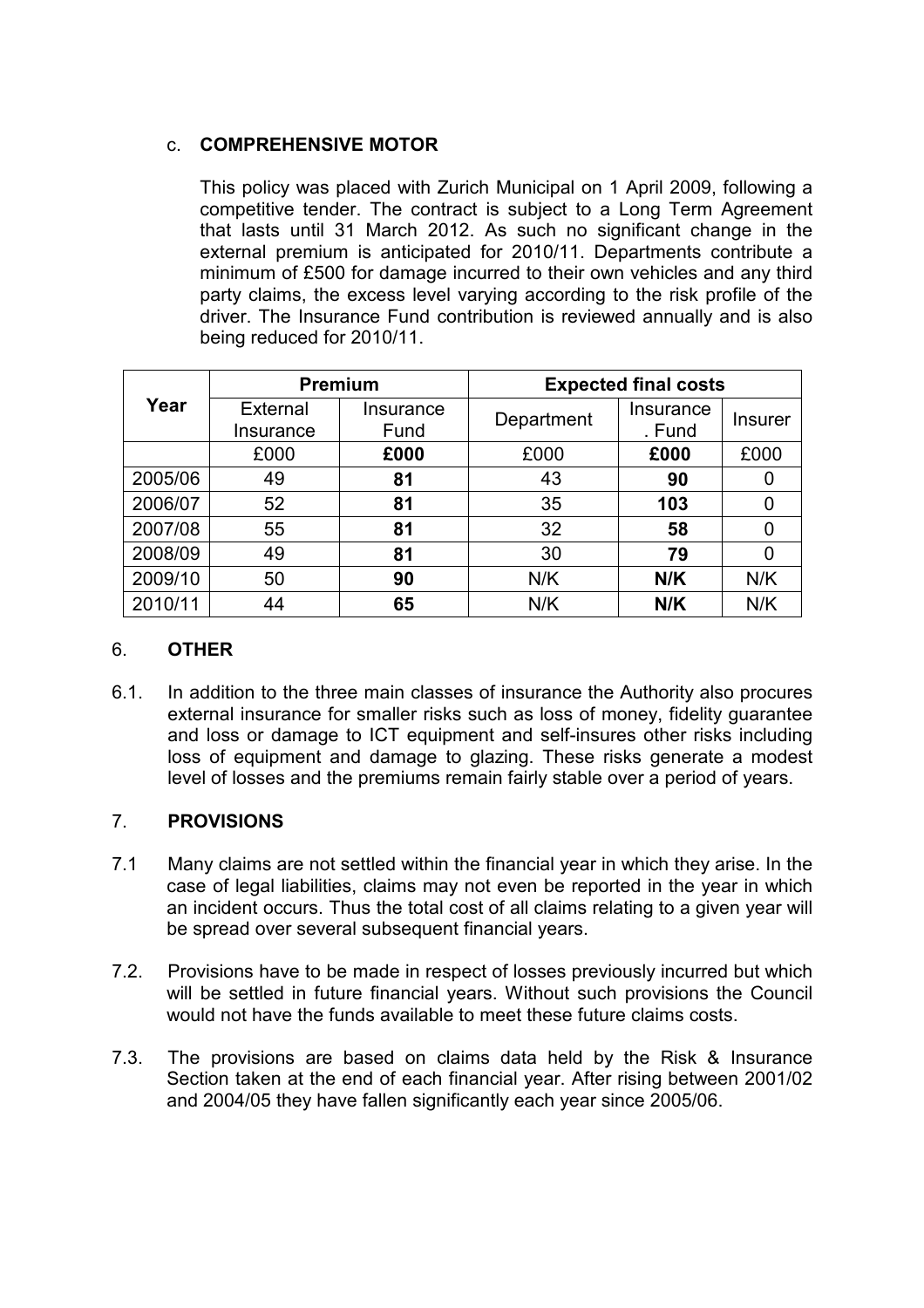c. **COMPREHENSIVE MOTOR**

This policy was placed with Zurich Municipal on 1 April 2009, following a competitive tender. The contract is subject to a Long Term Agreement that lasts until 31 March 2012. As such no significant change in the external premium is anticipated for 2010/11. Departments contribute a minimum of £500 for damage incurred to their own vehicles and any third party claims, the excess level varying according to the risk profile of the driver. The Insurance Fund contribution is reviewed annually and is also being reduced for 2010/11.

| Year | Premium | | Expected final costs | | |
|---|---|---|---|---|---|
| | External Insurance | Insurance Fund | Department | Insurance . Fund | Insurer |
| | £000 | **£000** | £000 | **£000** | £000 |
| 2005/06 | 49 | **81** | 43 | **90** | 0 |
| 2006/07 | 52 | **81** | 35 | **103** | 0 |
| 2007/08 | 55 | **81** | 32 | **58** | 0 |
| 2008/09 | 49 | **81** | 30 | **79** | 0 |
| 2009/10 | 50 | **90** | N/K | **N/K** | N/K |
| 2010/11 | 44 | **65** | N/K | **N/K** | N/K |

## 6. OTHER

6.1. In addition to the three main classes of insurance the Authority also procures external insurance for smaller risks such as loss of money, fidelity guarantee and loss or damage to ICT equipment and self-insures other risks including loss of equipment and damage to glazing. These risks generate a modest level of losses and the premiums remain fairly stable over a period of years.

## 7. PROVISIONS

7.1 Many claims are not settled within the financial year in which they arise. In the case of legal liabilities, claims may not even be reported in the year in which an incident occurs. Thus the total cost of all claims relating to a given year will be spread over several subsequent financial years.

7.2. Provisions have to be made in respect of losses previously incurred but which will be settled in future financial years. Without such provisions the Council would not have the funds available to meet these future claims costs.

7.3. The provisions are based on claims data held by the Risk & Insurance Section taken at the end of each financial year. After rising between 2001/02 and 2004/05 they have fallen significantly each year since 2005/06.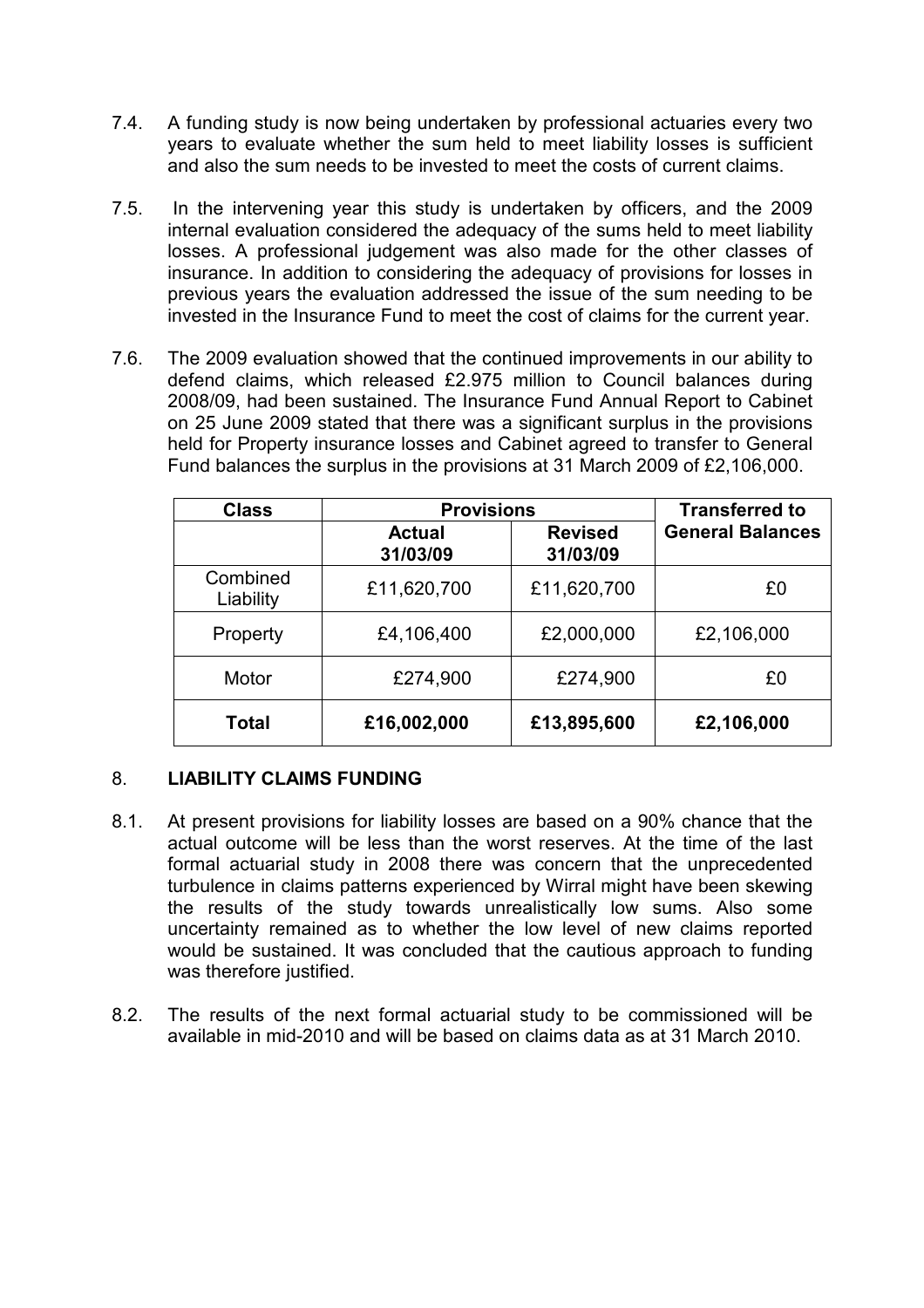7.4. A funding study is now being undertaken by professional actuaries every two years to evaluate whether the sum held to meet liability losses is sufficient and also the sum needs to be invested to meet the costs of current claims.

7.5. In the intervening year this study is undertaken by officers, and the 2009 internal evaluation considered the adequacy of the sums held to meet liability losses. A professional judgement was also made for the other classes of insurance. In addition to considering the adequacy of provisions for losses in previous years the evaluation addressed the issue of the sum needing to be invested in the Insurance Fund to meet the cost of claims for the current year.

7.6. The 2009 evaluation showed that the continued improvements in our ability to defend claims, which released £2.975 million to Council balances during 2008/09, had been sustained. The Insurance Fund Annual Report to Cabinet on 25 June 2009 stated that there was a significant surplus in the provisions held for Property insurance losses and Cabinet agreed to transfer to General Fund balances the surplus in the provisions at 31 March 2009 of £2,106,000.

| Class | Provisions | | Transferred to General Balances |
|---|---|---|---|
| | Actual 31/03/09 | Revised 31/03/09 | |
| Combined Liability | £11,620,700 | £11,620,700 | £0 |
| Property | £4,106,400 | £2,000,000 | £2,106,000 |
| Motor | £274,900 | £274,900 | £0 |
| **Total** | **£16,002,000** | **£13,895,600** | **£2,106,000** |

## 8. LIABILITY CLAIMS FUNDING

8.1. At present provisions for liability losses are based on a 90% chance that the actual outcome will be less than the worst reserves. At the time of the last formal actuarial study in 2008 there was concern that the unprecedented turbulence in claims patterns experienced by Wirral might have been skewing the results of the study towards unrealistically low sums. Also some uncertainty remained as to whether the low level of new claims reported would be sustained. It was concluded that the cautious approach to funding was therefore justified.

8.2. The results of the next formal actuarial study to be commissioned will be available in mid-2010 and will be based on claims data as at 31 March 2010.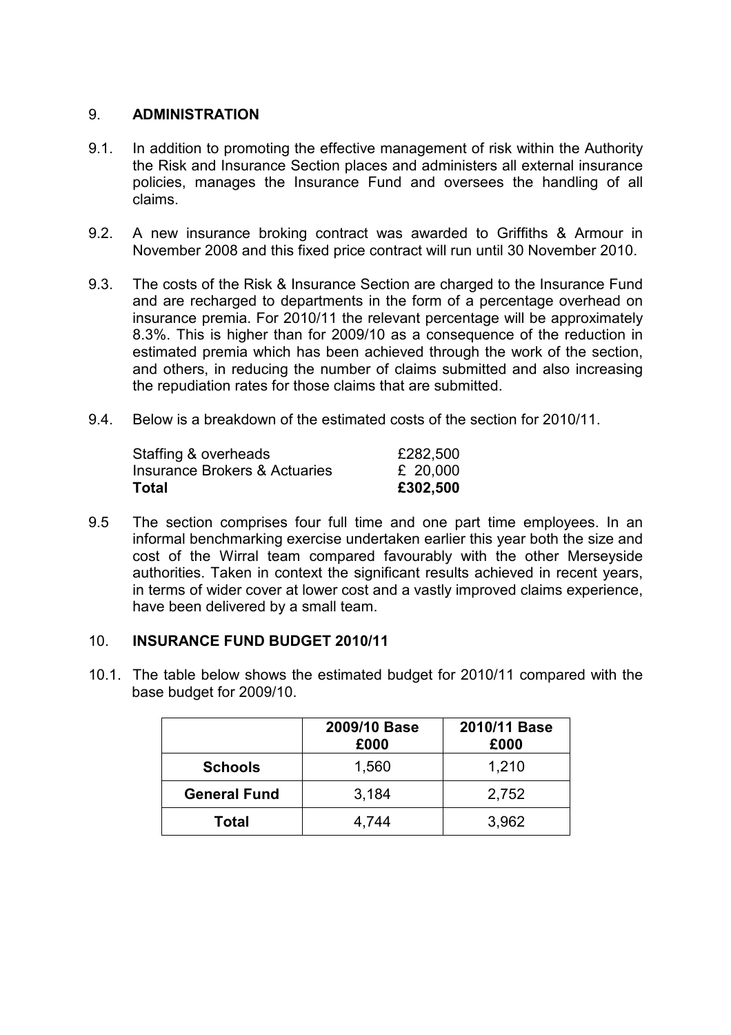## 9. ADMINISTRATION

9.1. In addition to promoting the effective management of risk within the Authority the Risk and Insurance Section places and administers all external insurance policies, manages the Insurance Fund and oversees the handling of all claims.

9.2. A new insurance broking contract was awarded to Griffiths & Armour in November 2008 and this fixed price contract will run until 30 November 2010.

9.3. The costs of the Risk & Insurance Section are charged to the Insurance Fund and are recharged to departments in the form of a percentage overhead on insurance premia. For 2010/11 the relevant percentage will be approximately 8.3%. This is higher than for 2009/10 as a consequence of the reduction in estimated premia which has been achieved through the work of the section, and others, in reducing the number of claims submitted and also increasing the repudiation rates for those claims that are submitted.

9.4. Below is a breakdown of the estimated costs of the section for 2010/11.

| | |
|---|---|
| Staffing & overheads | £282,500 |
| Insurance Brokers & Actuaries | £ 20,000 |
| **Total** | **£302,500** |

9.5 The section comprises four full time and one part time employees. In an informal benchmarking exercise undertaken earlier this year both the size and cost of the Wirral team compared favourably with the other Merseyside authorities. Taken in context the significant results achieved in recent years, in terms of wider cover at lower cost and a vastly improved claims experience, have been delivered by a small team.

## 10. INSURANCE FUND BUDGET 2010/11

10.1. The table below shows the estimated budget for 2010/11 compared with the base budget for 2009/10.

| | 2009/10 Base £000 | 2010/11 Base £000 |
|---|---|---|
| **Schools** | 1,560 | 1,210 |
| **General Fund** | 3,184 | 2,752 |
| **Total** | 4,744 | 3,962 |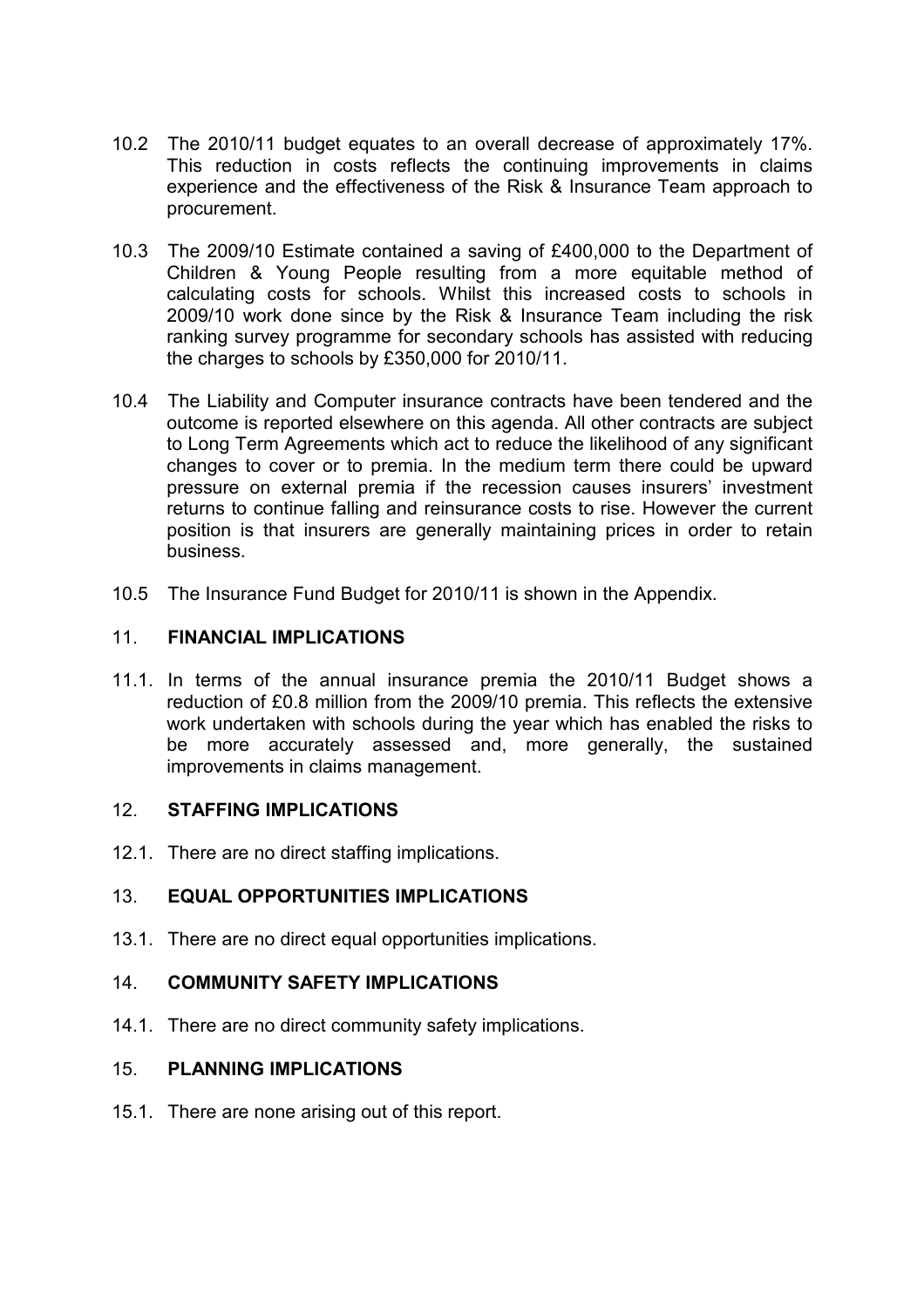10.2 The 2010/11 budget equates to an overall decrease of approximately 17%. This reduction in costs reflects the continuing improvements in claims experience and the effectiveness of the Risk & Insurance Team approach to procurement.

10.3 The 2009/10 Estimate contained a saving of £400,000 to the Department of Children & Young People resulting from a more equitable method of calculating costs for schools. Whilst this increased costs to schools in 2009/10 work done since by the Risk & Insurance Team including the risk ranking survey programme for secondary schools has assisted with reducing the charges to schools by £350,000 for 2010/11.

10.4 The Liability and Computer insurance contracts have been tendered and the outcome is reported elsewhere on this agenda. All other contracts are subject to Long Term Agreements which act to reduce the likelihood of any significant changes to cover or to premia. In the medium term there could be upward pressure on external premia if the recession causes insurers' investment returns to continue falling and reinsurance costs to rise. However the current position is that insurers are generally maintaining prices in order to retain business.

10.5 The Insurance Fund Budget for 2010/11 is shown in the Appendix.

## 11. FINANCIAL IMPLICATIONS

11.1. In terms of the annual insurance premia the 2010/11 Budget shows a reduction of £0.8 million from the 2009/10 premia. This reflects the extensive work undertaken with schools during the year which has enabled the risks to be more accurately assessed and, more generally, the sustained improvements in claims management.

## 12. STAFFING IMPLICATIONS

12.1. There are no direct staffing implications.

## 13. EQUAL OPPORTUNITIES IMPLICATIONS

13.1. There are no direct equal opportunities implications.

## 14. COMMUNITY SAFETY IMPLICATIONS

14.1. There are no direct community safety implications.

## 15. PLANNING IMPLICATIONS

15.1. There are none arising out of this report.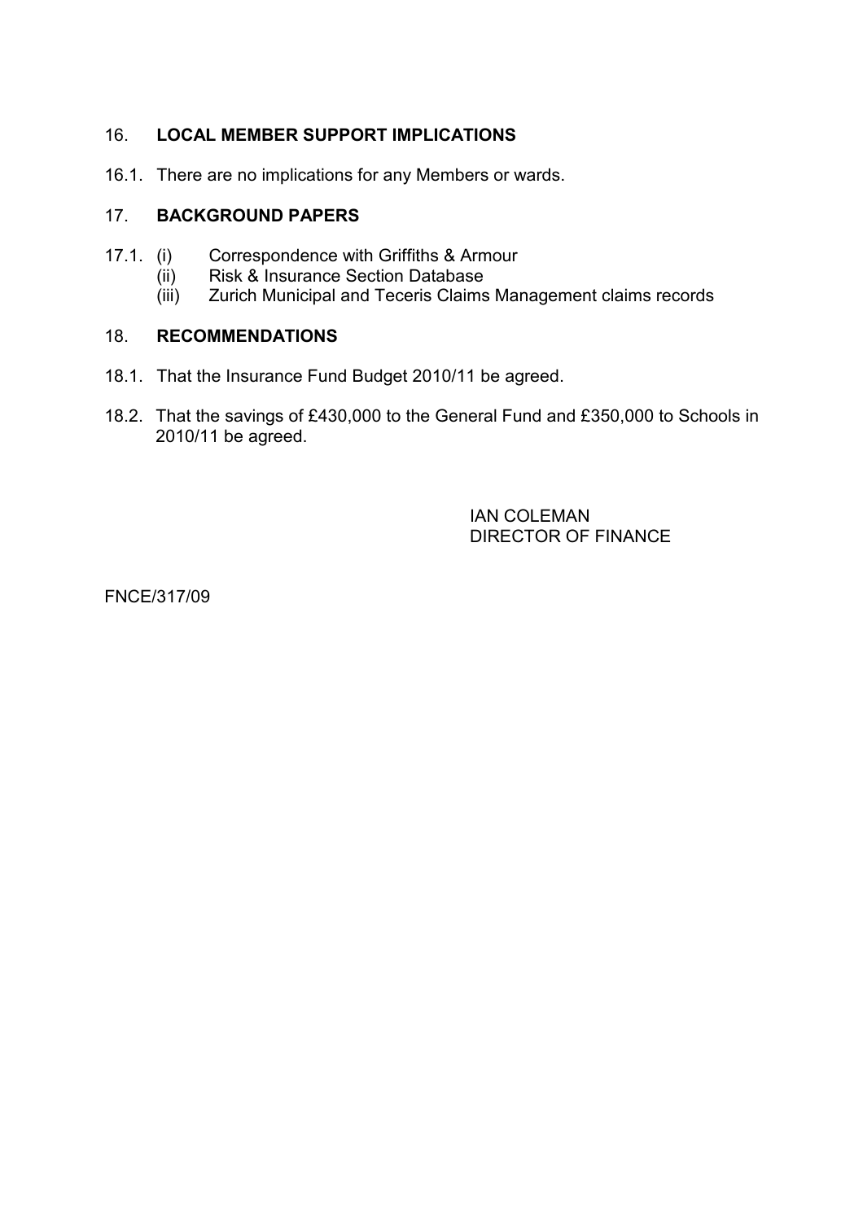## 16. LOCAL MEMBER SUPPORT IMPLICATIONS

16.1. There are no implications for any Members or wards.

## 17. BACKGROUND PAPERS

17.1. (i) Correspondence with Griffiths & Armour
(ii) Risk & Insurance Section Database
(iii) Zurich Municipal and Teceris Claims Management claims records

## 18. RECOMMENDATIONS

18.1. That the Insurance Fund Budget 2010/11 be agreed.

18.2. That the savings of £430,000 to the General Fund and £350,000 to Schools in 2010/11 be agreed.

IAN COLEMAN
DIRECTOR OF FINANCE

FNCE/317/09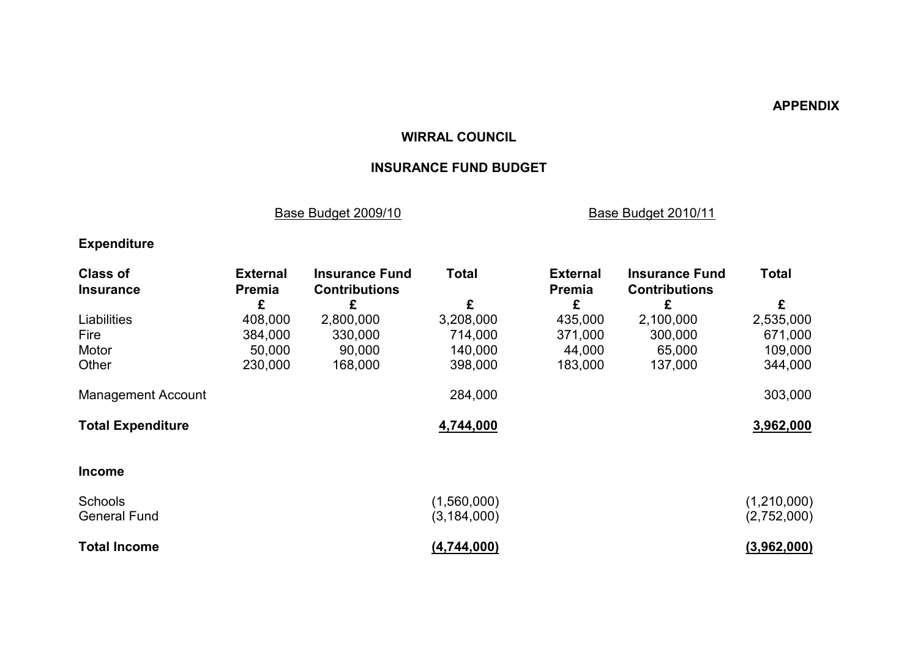**APPENDIX**

# WIRRAL COUNCIL

## INSURANCE FUND BUDGET

| | Base Budget 2009/10 | | | Base Budget 2010/11 | | |
|---|---|---|---|---|---|---|
| **Expenditure** | | | | | | |
| **Class of Insurance** | **External Premia** | **Insurance Fund Contributions** | **Total** | **External Premia** | **Insurance Fund Contributions** | **Total** |
| | **£** | **£** | **£** | **£** | **£** | **£** |
| Liabilities | 408,000 | 2,800,000 | 3,208,000 | 435,000 | 2,100,000 | 2,535,000 |
| Fire | 384,000 | 330,000 | 714,000 | 371,000 | 300,000 | 671,000 |
| Motor | 50,000 | 90,000 | 140,000 | 44,000 | 65,000 | 109,000 |
| Other | 230,000 | 168,000 | 398,000 | 183,000 | 137,000 | 344,000 |
| Management Account | | | 284,000 | | | 303,000 |
| **Total Expenditure** | | | **4,744,000** | | | **3,962,000** |
| **Income** | | | | | | |
| Schools | | | (1,560,000) | | | (1,210,000) |
| General Fund | | | (3,184,000) | | | (2,752,000) |
| **Total Income** | | | **(4,744,000)** | | | **(3,962,000)** |